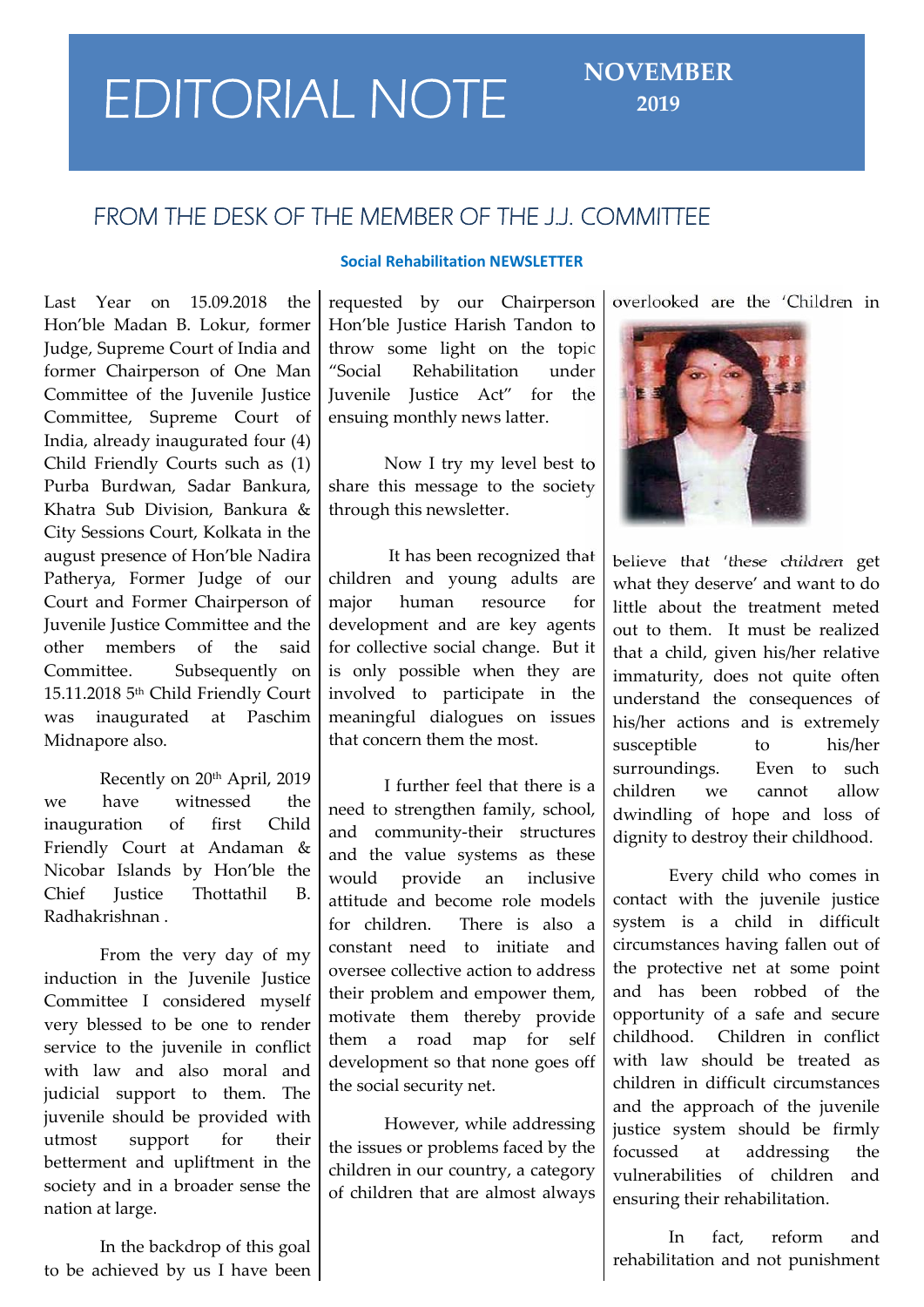# EDITORIAL NOTE

**NOVEMBER 2019**

## FROM THE DESK OF THE MEMBER OF THE J.J. COMMITTEE

**Social Rehabilitation NEWSLETTER**

Last Year on 15.09.2018 the Hon'ble Madan B. Lokur, former Judge, Supreme Court of India and former Chairperson of One Man Committee of the Juvenile Justice Committee, Supreme Court of India, already inaugurated four (4) Child Friendly Courts such as (1) Purba Burdwan, Sadar Bankura, Khatra Sub Division, Bankura & City Sessions Court, Kolkata in the august presence of Hon'ble Nadira Patherya, Former Judge of our Court and Former Chairperson of Juvenile Justice Committee and the other members of the said Committee. Subsequently on 15.11.2018 5th Child Friendly Court was inaugurated at Paschim Midnapore also.

Recently on 20th April, 2019 we have witnessed the inauguration of first Child Friendly Court at Andaman & Nicobar Islands by Hon'ble the Chief Justice Thottathil B. Radhakrishnan .

From the very day of my induction in the Juvenile Justice Committee I considered myself very blessed to be one to render service to the juvenile in conflict with law and also moral and judicial support to them. The juvenile should be provided with utmost support for their betterment and upliftment in the society and in a broader sense the nation at large.

In the backdrop of this goal to be achieved by us I have been requested by our Chairperson Hon'ble Justice Harish Tandon to throw some light on the topic "Social Rehabilitation under Juvenile Justice Act" for the ensuing monthly news latter.

Now I try my level best to share this message to the society through this newsletter.

It has been recognized that children and young adults are major human resource for development and are key agents for collective social change. But it is only possible when they are involved to participate in the meaningful dialogues on issues that concern them the most.

I further feel that there is a need to strengthen family, school, and community-their structures and the value systems as these would provide an inclusive attitude and become role models for children. There is also a constant need to initiate and oversee collective action to address their problem and empower them, motivate them thereby provide them a road map for self development so that none goes off the social security net.

However, while addressing the issues or problems faced by the children in our country, a category of children that are almost always overlooked are the 'Children in

believe that 'these children get what they deserve' and want to do little about the treatment meted out to them. It must be realized that a child, given his/her relative immaturity, does not quite often understand the consequences of his/her actions and is extremely susceptible to his/her surroundings. Even to such children we cannot allow dwindling of hope and loss of dignity to destroy their childhood.

Every child who comes in contact with the juvenile justice system is a child in difficult circumstances having fallen out of the protective net at some point and has been robbed of the opportunity of a safe and secure childhood. Children in conflict with law should be treated as children in difficult circumstances and the approach of the juvenile justice system should be firmly focussed at addressing the vulnerabilities of children and ensuring their rehabilitation.

In fact, reform and rehabilitation and not punishment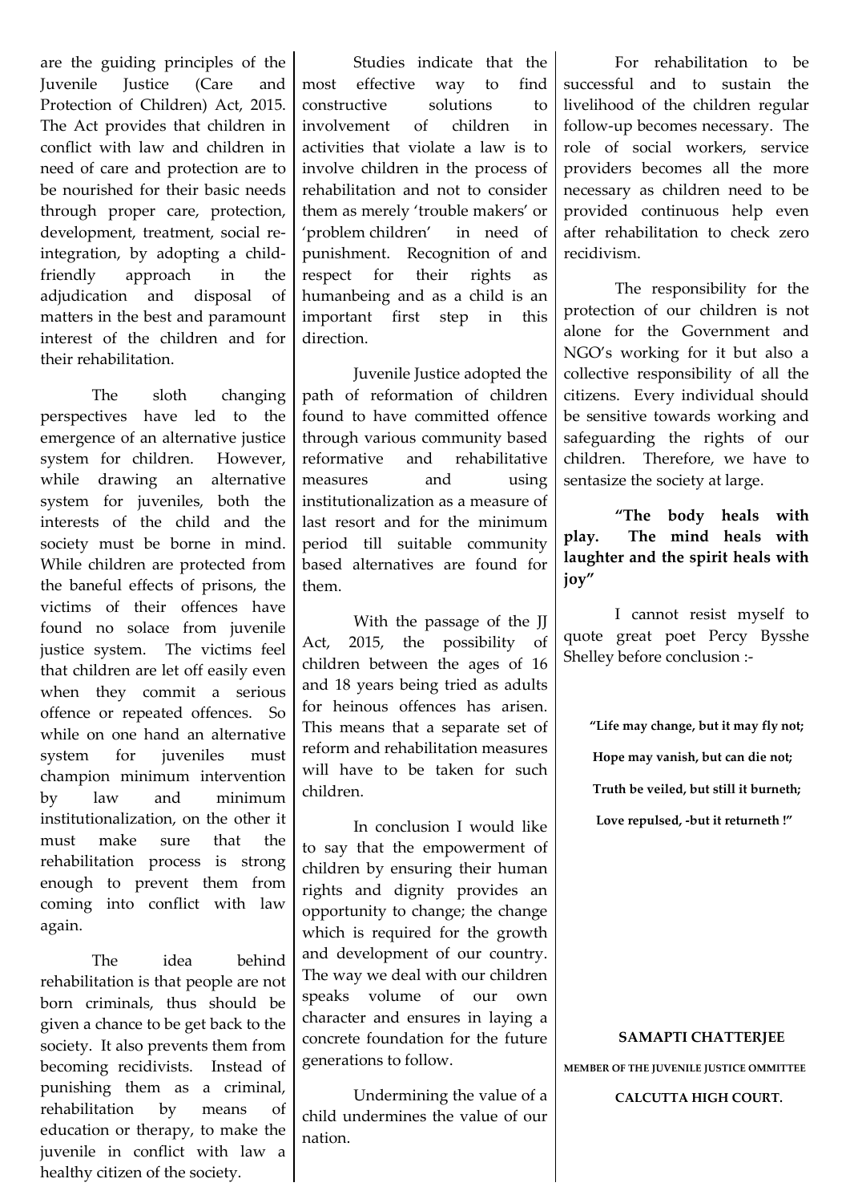are the guiding principles of the Juvenile Justice (Care and Protection of Children) Act, 2015. The Act provides that children in conflict with law and children in need of care and protection are to be nourished for their basic needs through proper care, protection, development, treatment, social re-integration, by adopting a child-friendly approach in the adjudication and disposal of matters in the best and paramount interest of the children and for their rehabilitation.

The sloth changing perspectives have led to the emergence of an alternative justice system for children. However, while drawing an alternative system for juveniles, both the interests of the child and the society must be borne in mind. While children are protected from the baneful effects of prisons, the victims of their offences have found no solace from juvenile justice system. The victims feel that children are let off easily even when they commit a serious offence or repeated offences. So while on one hand an alternative system for juveniles must champion minimum intervention by law and minimum institutionalization, on the other it must make sure that the rehabilitation process is strong enough to prevent them from coming into conflict with law again.

The idea behind rehabilitation is that people are not born criminals, thus should be given a chance to be get back to the society. It also prevents them from becoming recidivists. Instead of punishing them as a criminal, rehabilitation by means of education or therapy, to make the juvenile in conflict with law a healthy citizen of the society.

Studies indicate that the most effective way to find constructive solutions to involvement of children in activities that violate a law is to involve children in the process of rehabilitation and not to consider them as merely 'trouble makers' or 'problem children' in need of punishment. Recognition of and respect for their rights as humanbeing and as a child is an important first step in this direction.

Juvenile Justice adopted the path of reformation of children found to have committed offence through various community based reformative and rehabilitative measures and using institutionalization as a measure of last resort and for the minimum period till suitable community based alternatives are found for them.

With the passage of the JJ Act, 2015, the possibility of children between the ages of 16 and 18 years being tried as adults for heinous offences has arisen. This means that a separate set of reform and rehabilitation measures will have to be taken for such children.

In conclusion I would like to say that the empowerment of children by ensuring their human rights and dignity provides an opportunity to change; the change which is required for the growth and development of our country. The way we deal with our children speaks volume of our own character and ensures in laying a concrete foundation for the future generations to follow.

Undermining the value of a child undermines the value of our nation.

For rehabilitation to be successful and to sustain the livelihood of the children regular follow-up becomes necessary. The role of social workers, service providers becomes all the more necessary as children need to be provided continuous help even after rehabilitation to check zero recidivism.

The responsibility for the protection of our children is not alone for the Government and NGO's working for it but also a collective responsibility of all the citizens. Every individual should be sensitive towards working and safeguarding the rights of our children. Therefore, we have to sentasize the society at large.

**"The body heals with play. The mind heals with laughter and the spirit heals with joy"**

I cannot resist myself to quote great poet Percy Bysshe Shelley before conclusion :-

**"Life may change, but it may fly not;**

**Hope may vanish, but can die not;**

**Truth be veiled, but still it burneth;**

**Love repulsed, -but it returneth !"**

**SAMAPTI CHATTERJEE**

**MEMBER OF THE JUVENILE JUSTICE OMMITTEE**

**CALCUTTA HIGH COURT.**